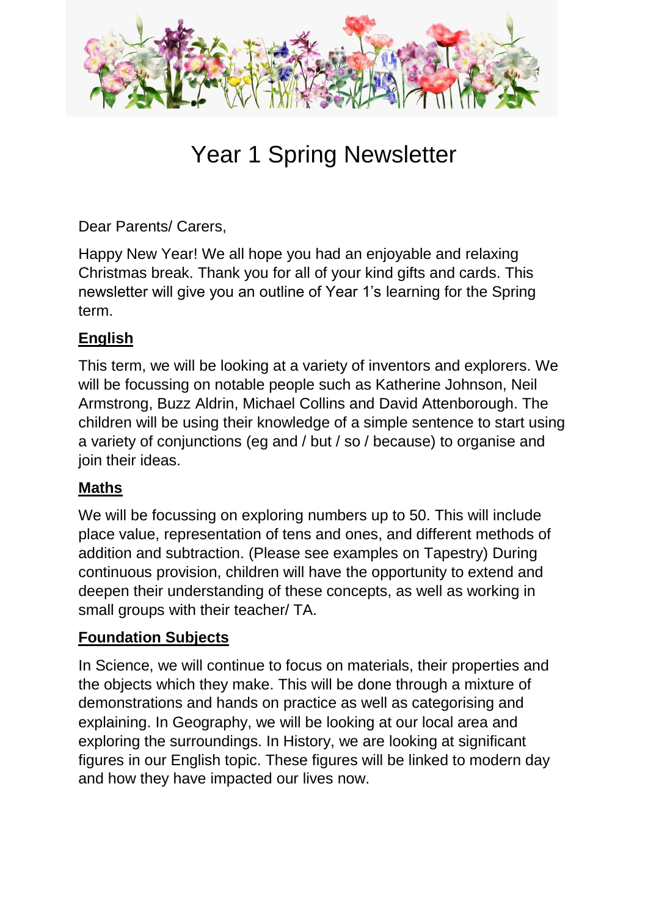# Year 1 Spring Newsletter

Dear Parents/ Carers,

Happy New Year! We all hope you had an enjoyable and relaxing Christmas break. Thank you for all of your kind gifts and cards. This newsletter will give you an outline of Year 1's learning for the Spring term.

## English

This term, we will be looking at a variety of inventors and explorers. We will be focussing on notable people such as Katherine Johnson, Neil Armstrong, Buzz Aldrin, Michael Collins and David Attenborough. The children will be using their knowledge of a simple sentence to start using a variety of conjunctions (eg and / but / so / because) to organise and join their ideas.

## Maths

We will be focussing on exploring numbers up to 50. This will include place value, representation of tens and ones, and different methods of addition and subtraction. (Please see examples on Tapestry) During continuous provision, children will have the opportunity to extend and deepen their understanding of these concepts, as well as working in small groups with their teacher/ TA.

## Foundation Subjects

In Science, we will continue to focus on materials, their properties and the objects which they make. This will be done through a mixture of demonstrations and hands on practice as well as categorising and explaining. In Geography, we will be looking at our local area and exploring the surroundings. In History, we are looking at significant figures in our English topic. These figures will be linked to modern day and how they have impacted our lives now.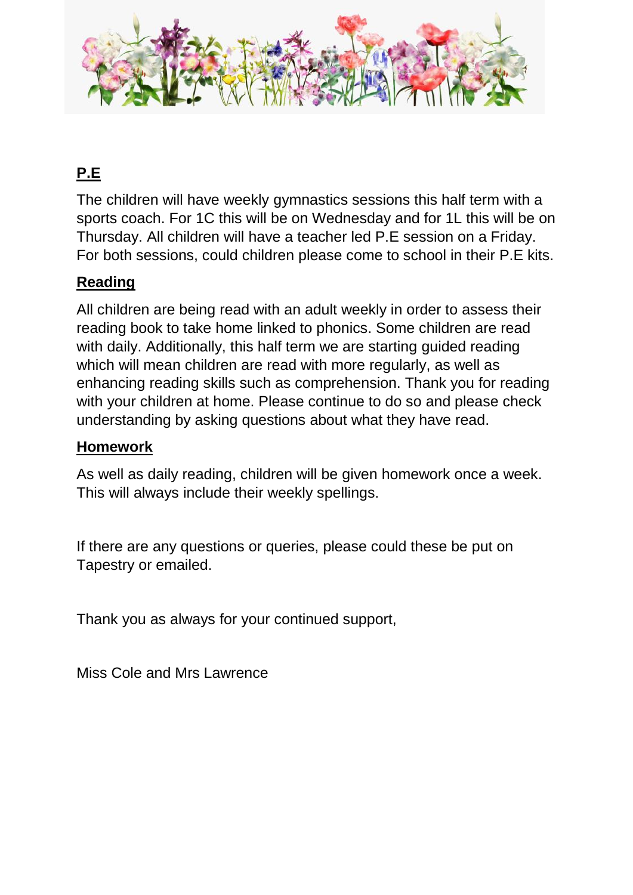**P.E**

The children will have weekly gymnastics sessions this half term with a sports coach. For 1C this will be on Wednesday and for 1L this will be on Thursday. All children will have a teacher led P.E session on a Friday. For both sessions, could children please come to school in their P.E kits.

**Reading**

All children are being read with an adult weekly in order to assess their reading book to take home linked to phonics. Some children are read with daily. Additionally, this half term we are starting guided reading which will mean children are read with more regularly, as well as enhancing reading skills such as comprehension. Thank you for reading with your children at home. Please continue to do so and please check understanding by asking questions about what they have read.

**Homework**

As well as daily reading, children will be given homework once a week. This will always include their weekly spellings.

If there are any questions or queries, please could these be put on Tapestry or emailed.

Thank you as always for your continued support,

Miss Cole and Mrs Lawrence